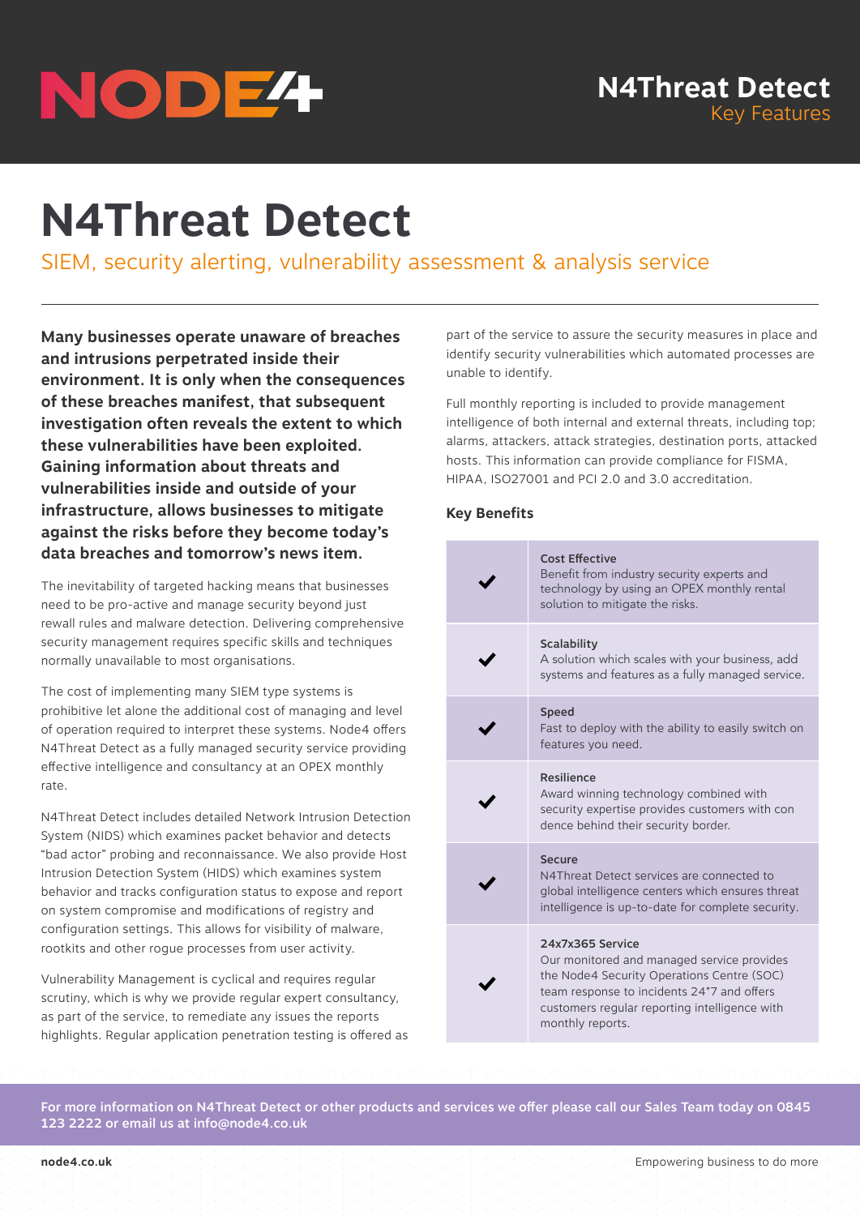# N4Threat Detect

SIEM, security alerting, vulnerability assessment & analysis service

**Many businesses operate unaware of breaches and intrusions perpetrated inside their environment. It is only when the consequences of these breaches manifest, that subsequent investigation often reveals the extent to which these vulnerabilities have been exploited. Gaining information about threats and vulnerabilities inside and outside of your infrastructure, allows businesses to mitigate against the risks before they become today's data breaches and tomorrow's news item.**

The inevitability of targeted hacking means that businesses need to be pro-active and manage security beyond just rewall rules and malware detection. Delivering comprehensive security management requires specific skills and techniques normally unavailable to most organisations.

The cost of implementing many SIEM type systems is prohibitive let alone the additional cost of managing and level of operation required to interpret these systems. Node4 offers N4Threat Detect as a fully managed security service providing effective intelligence and consultancy at an OPEX monthly rate.

N4Threat Detect includes detailed Network Intrusion Detection System (NIDS) which examines packet behavior and detects "bad actor" probing and reconnaissance. We also provide Host Intrusion Detection System (HIDS) which examines system behavior and tracks configuration status to expose and report on system compromise and modifications of registry and configuration settings. This allows for visibility of malware, rootkits and other rogue processes from user activity.

Vulnerability Management is cyclical and requires regular scrutiny, which is why we provide regular expert consultancy, as part of the service, to remediate any issues the reports highlights. Regular application penetration testing is offered as part of the service to assure the security measures in place and identify security vulnerabilities which automated processes are unable to identify.

Full monthly reporting is included to provide management intelligence of both internal and external threats, including top; alarms, attackers, attack strategies, destination ports, attacked hosts. This information can provide compliance for FISMA, HIPAA, ISO27001 and PCI 2.0 and 3.0 accreditation.

## Key Benefits

| | |
|---|---|
| ✔ | **Cost Effective**<br>Benefit from industry security experts and technology by using an OPEX monthly rental solution to mitigate the risks. |
| ✔ | **Scalability**<br>A solution which scales with your business, add systems and features as a fully managed service. |
| ✔ | **Speed**<br>Fast to deploy with the ability to easily switch on features you need. |
| ✔ | **Resilience**<br>Award winning technology combined with security expertise provides customers with con dence behind their security border. |
| ✔ | **Secure**<br>N4Threat Detect services are connected to global intelligence centers which ensures threat intelligence is up-to-date for complete security. |
| ✔ | **24x7x365 Service**<br>Our monitored and managed service provides the Node4 Security Operations Centre (SOC) team response to incidents 24*7 and offers customers regular reporting intelligence with monthly reports. |

**For more information on N4Threat Detect or other products and services we offer please call our Sales Team today on 0845 123 2222 or email us at info@node4.co.uk**

**node4.co.uk** Empowering business to do more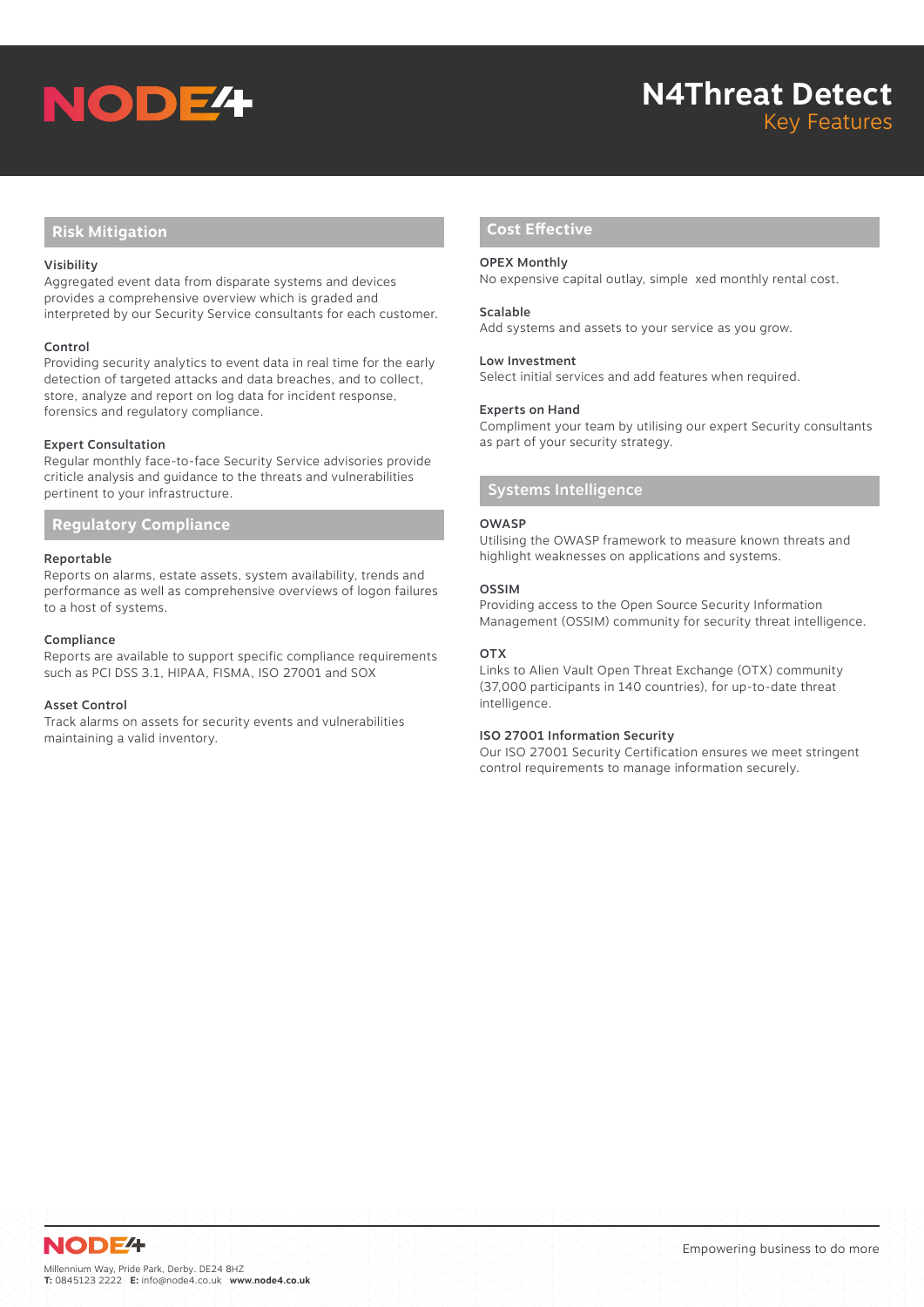# N4Threat Detect

## Key Features

### Risk Mitigation

**Visibility**
Aggregated event data from disparate systems and devices provides a comprehensive overview which is graded and interpreted by our Security Service consultants for each customer.

**Control**
Providing security analytics to event data in real time for the early detection of targeted attacks and data breaches, and to collect, store, analyze and report on log data for incident response, forensics and regulatory compliance.

**Expert Consultation**
Regular monthly face-to-face Security Service advisories provide criticle analysis and guidance to the threats and vulnerabilities pertinent to your infrastructure.

### Regulatory Compliance

**Reportable**
Reports on alarms, estate assets, system availability, trends and performance as well as comprehensive overviews of logon failures to a host of systems.

**Compliance**
Reports are available to support specific compliance requirements such as PCI DSS 3.1, HIPAA, FISMA, ISO 27001 and SOX

**Asset Control**
Track alarms on assets for security events and vulnerabilities maintaining a valid inventory.

### Cost Effective

**OPEX Monthly**
No expensive capital outlay, simple xed monthly rental cost.

**Scalable**
Add systems and assets to your service as you grow.

**Low Investment**
Select initial services and add features when required.

**Experts on Hand**
Compliment your team by utilising our expert Security consultants as part of your security strategy.

### Systems Intelligence

**OWASP**
Utilising the OWASP framework to measure known threats and highlight weaknesses on applications and systems.

**OSSIM**
Providing access to the Open Source Security Information Management (OSSIM) community for security threat intelligence.

**OTX**
Links to Alien Vault Open Threat Exchange (OTX) community (37,000 participants in 140 countries), for up-to-date threat intelligence.

**ISO 27001 Information Security**
Our ISO 27001 Security Certification ensures we meet stringent control requirements to manage information securely.

NODE4

Millennium Way, Pride Park, Derby, DE24 8HZ
**T:** 0845123 2222 **E:** info@node4.co.uk **www.node4.co.uk**

Empowering business to do more